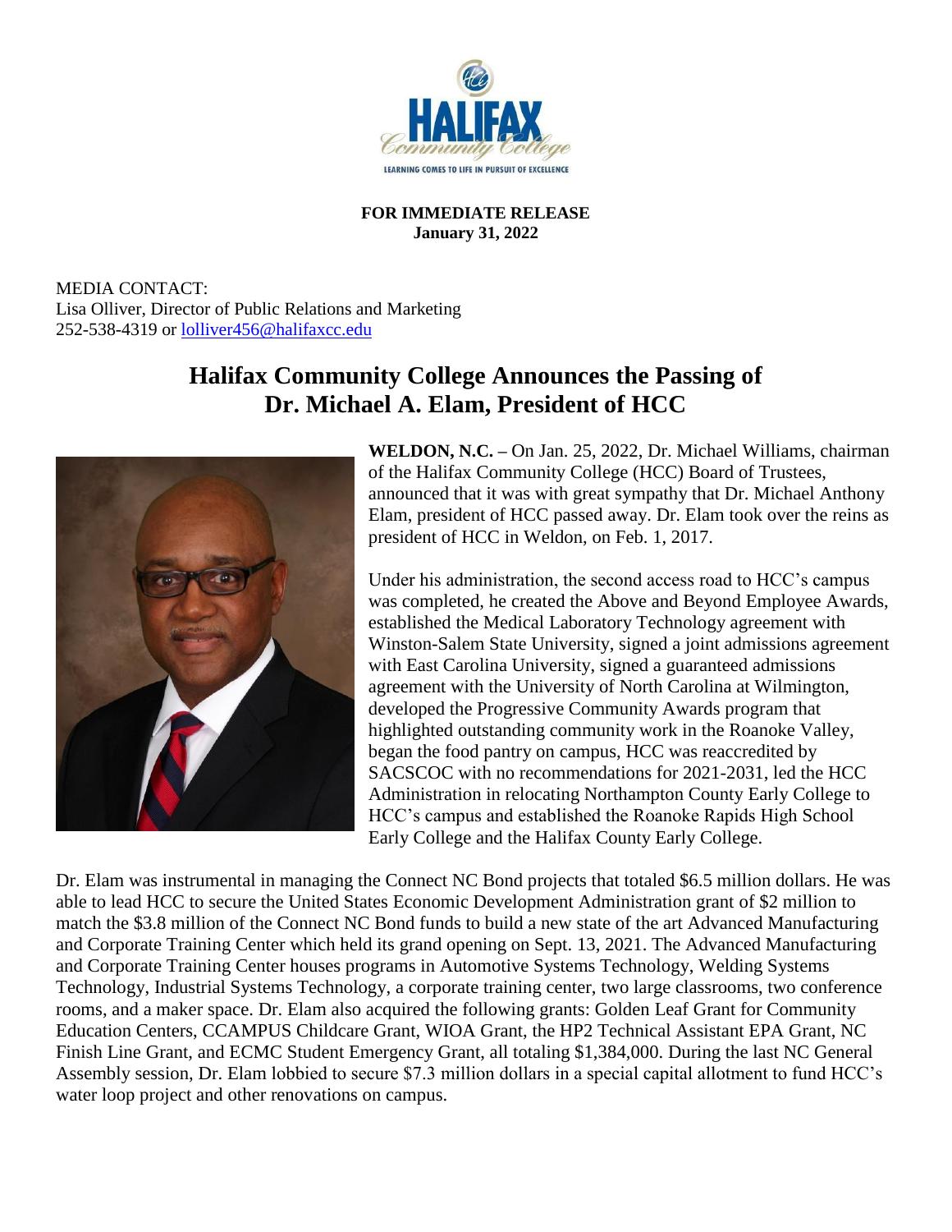**FOR IMMEDIATE RELEASE**
**January 31, 2022**

MEDIA CONTACT:
Lisa Olliver, Director of Public Relations and Marketing
252-538-4319 or lolliver456@halifaxcc.edu

# Halifax Community College Announces the Passing of Dr. Michael A. Elam, President of HCC

**WELDON, N.C. –** On Jan. 25, 2022, Dr. Michael Williams, chairman of the Halifax Community College (HCC) Board of Trustees, announced that it was with great sympathy that Dr. Michael Anthony Elam, president of HCC passed away. Dr. Elam took over the reins as president of HCC in Weldon, on Feb. 1, 2017.

Under his administration, the second access road to HCC's campus was completed, he created the Above and Beyond Employee Awards, established the Medical Laboratory Technology agreement with Winston-Salem State University, signed a joint admissions agreement with East Carolina University, signed a guaranteed admissions agreement with the University of North Carolina at Wilmington, developed the Progressive Community Awards program that highlighted outstanding community work in the Roanoke Valley, began the food pantry on campus, HCC was reaccredited by SACSCOC with no recommendations for 2021-2031, led the HCC Administration in relocating Northampton County Early College to HCC's campus and established the Roanoke Rapids High School Early College and the Halifax County Early College.

Dr. Elam was instrumental in managing the Connect NC Bond projects that totaled $6.5 million dollars. He was able to lead HCC to secure the United States Economic Development Administration grant of $2 million to match the $3.8 million of the Connect NC Bond funds to build a new state of the art Advanced Manufacturing and Corporate Training Center which held its grand opening on Sept. 13, 2021. The Advanced Manufacturing and Corporate Training Center houses programs in Automotive Systems Technology, Welding Systems Technology, Industrial Systems Technology, a corporate training center, two large classrooms, two conference rooms, and a maker space. Dr. Elam also acquired the following grants: Golden Leaf Grant for Community Education Centers, CCAMPUS Childcare Grant, WIOA Grant, the HP2 Technical Assistant EPA Grant, NC Finish Line Grant, and ECMC Student Emergency Grant, all totaling $1,384,000. During the last NC General Assembly session, Dr. Elam lobbied to secure $7.3 million dollars in a special capital allotment to fund HCC's water loop project and other renovations on campus.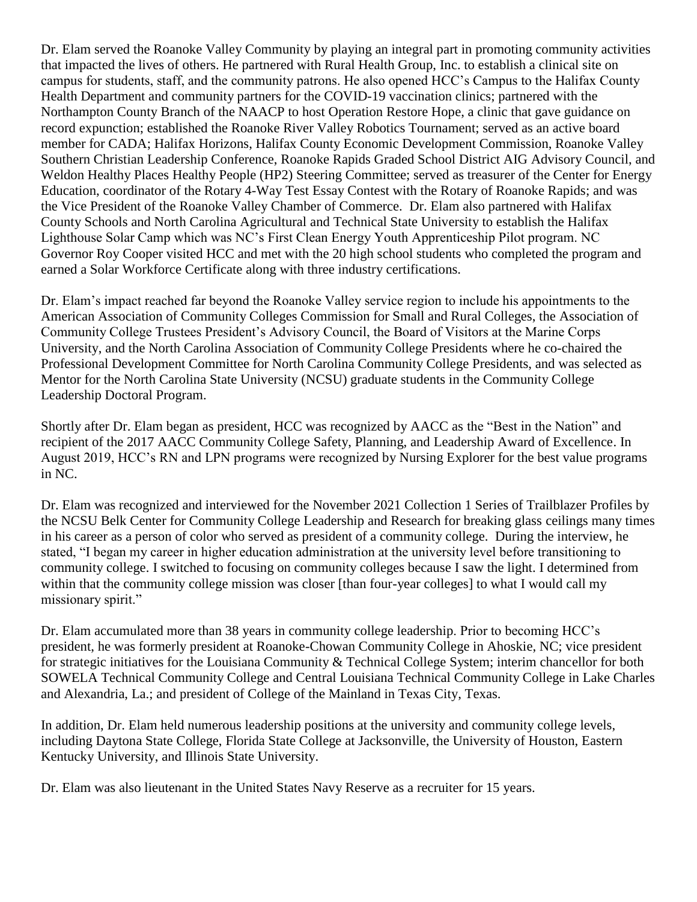Dr. Elam served the Roanoke Valley Community by playing an integral part in promoting community activities that impacted the lives of others. He partnered with Rural Health Group, Inc. to establish a clinical site on campus for students, staff, and the community patrons. He also opened HCC's Campus to the Halifax County Health Department and community partners for the COVID-19 vaccination clinics; partnered with the Northampton County Branch of the NAACP to host Operation Restore Hope, a clinic that gave guidance on record expunction; established the Roanoke River Valley Robotics Tournament; served as an active board member for CADA; Halifax Horizons, Halifax County Economic Development Commission, Roanoke Valley Southern Christian Leadership Conference, Roanoke Rapids Graded School District AIG Advisory Council, and Weldon Healthy Places Healthy People (HP2) Steering Committee; served as treasurer of the Center for Energy Education, coordinator of the Rotary 4-Way Test Essay Contest with the Rotary of Roanoke Rapids; and was the Vice President of the Roanoke Valley Chamber of Commerce. Dr. Elam also partnered with Halifax County Schools and North Carolina Agricultural and Technical State University to establish the Halifax Lighthouse Solar Camp which was NC's First Clean Energy Youth Apprenticeship Pilot program. NC Governor Roy Cooper visited HCC and met with the 20 high school students who completed the program and earned a Solar Workforce Certificate along with three industry certifications.

Dr. Elam's impact reached far beyond the Roanoke Valley service region to include his appointments to the American Association of Community Colleges Commission for Small and Rural Colleges, the Association of Community College Trustees President's Advisory Council, the Board of Visitors at the Marine Corps University, and the North Carolina Association of Community College Presidents where he co-chaired the Professional Development Committee for North Carolina Community College Presidents, and was selected as Mentor for the North Carolina State University (NCSU) graduate students in the Community College Leadership Doctoral Program.

Shortly after Dr. Elam began as president, HCC was recognized by AACC as the "Best in the Nation" and recipient of the 2017 AACC Community College Safety, Planning, and Leadership Award of Excellence. In August 2019, HCC's RN and LPN programs were recognized by Nursing Explorer for the best value programs in NC.

Dr. Elam was recognized and interviewed for the November 2021 Collection 1 Series of Trailblazer Profiles by the NCSU Belk Center for Community College Leadership and Research for breaking glass ceilings many times in his career as a person of color who served as president of a community college. During the interview, he stated, "I began my career in higher education administration at the university level before transitioning to community college. I switched to focusing on community colleges because I saw the light. I determined from within that the community college mission was closer [than four-year colleges] to what I would call my missionary spirit."

Dr. Elam accumulated more than 38 years in community college leadership. Prior to becoming HCC's president, he was formerly president at Roanoke-Chowan Community College in Ahoskie, NC; vice president for strategic initiatives for the Louisiana Community & Technical College System; interim chancellor for both SOWELA Technical Community College and Central Louisiana Technical Community College in Lake Charles and Alexandria, La.; and president of College of the Mainland in Texas City, Texas.

In addition, Dr. Elam held numerous leadership positions at the university and community college levels, including Daytona State College, Florida State College at Jacksonville, the University of Houston, Eastern Kentucky University, and Illinois State University.

Dr. Elam was also lieutenant in the United States Navy Reserve as a recruiter for 15 years.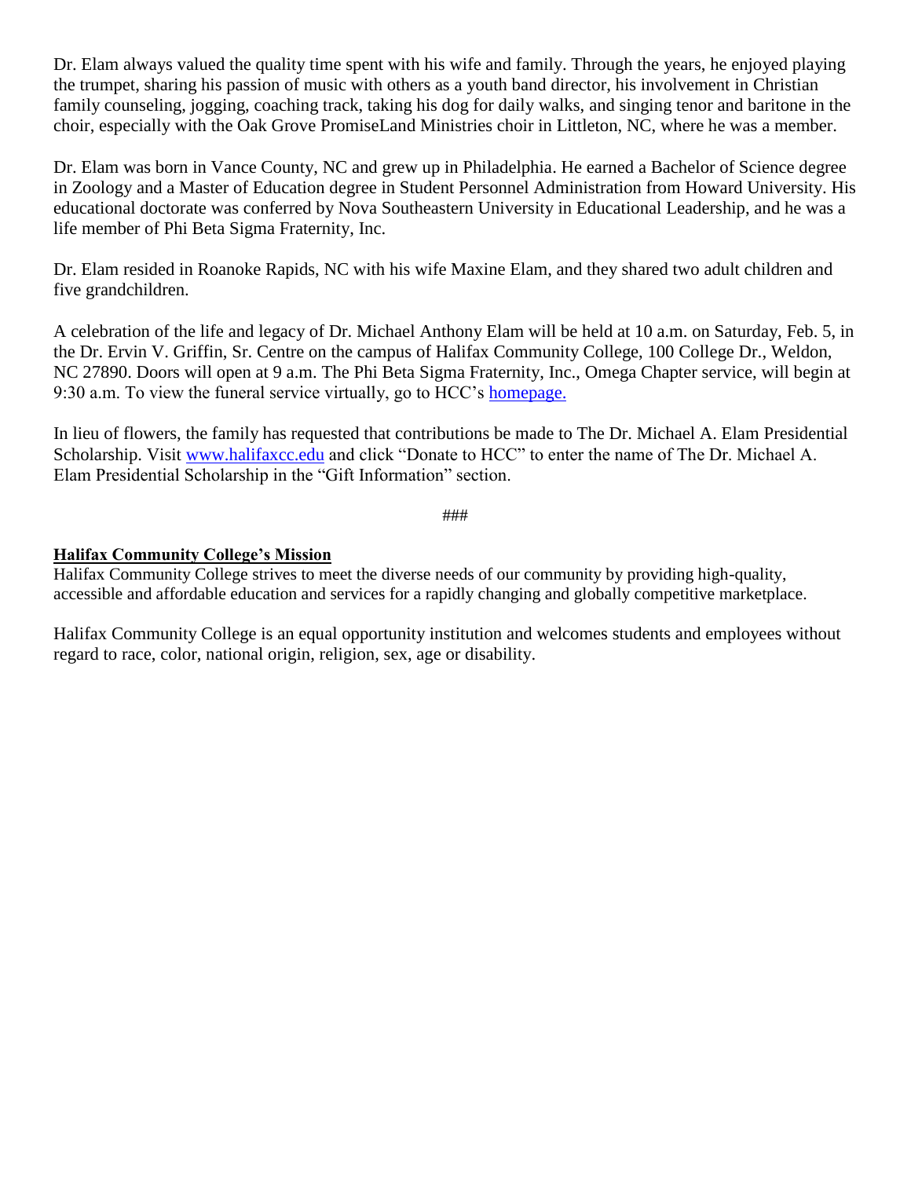Dr. Elam always valued the quality time spent with his wife and family. Through the years, he enjoyed playing the trumpet, sharing his passion of music with others as a youth band director, his involvement in Christian family counseling, jogging, coaching track, taking his dog for daily walks, and singing tenor and baritone in the choir, especially with the Oak Grove PromiseLand Ministries choir in Littleton, NC, where he was a member.

Dr. Elam was born in Vance County, NC and grew up in Philadelphia. He earned a Bachelor of Science degree in Zoology and a Master of Education degree in Student Personnel Administration from Howard University. His educational doctorate was conferred by Nova Southeastern University in Educational Leadership, and he was a life member of Phi Beta Sigma Fraternity, Inc.

Dr. Elam resided in Roanoke Rapids, NC with his wife Maxine Elam, and they shared two adult children and five grandchildren.

A celebration of the life and legacy of Dr. Michael Anthony Elam will be held at 10 a.m. on Saturday, Feb. 5, in the Dr. Ervin V. Griffin, Sr. Centre on the campus of Halifax Community College, 100 College Dr., Weldon, NC 27890. Doors will open at 9 a.m. The Phi Beta Sigma Fraternity, Inc., Omega Chapter service, will begin at 9:30 a.m. To view the funeral service virtually, go to HCC's homepage.

In lieu of flowers, the family has requested that contributions be made to The Dr. Michael A. Elam Presidential Scholarship. Visit www.halifaxcc.edu and click "Donate to HCC" to enter the name of The Dr. Michael A. Elam Presidential Scholarship in the "Gift Information" section.

###

**Halifax Community College's Mission**

Halifax Community College strives to meet the diverse needs of our community by providing high-quality, accessible and affordable education and services for a rapidly changing and globally competitive marketplace.

Halifax Community College is an equal opportunity institution and welcomes students and employees without regard to race, color, national origin, religion, sex, age or disability.